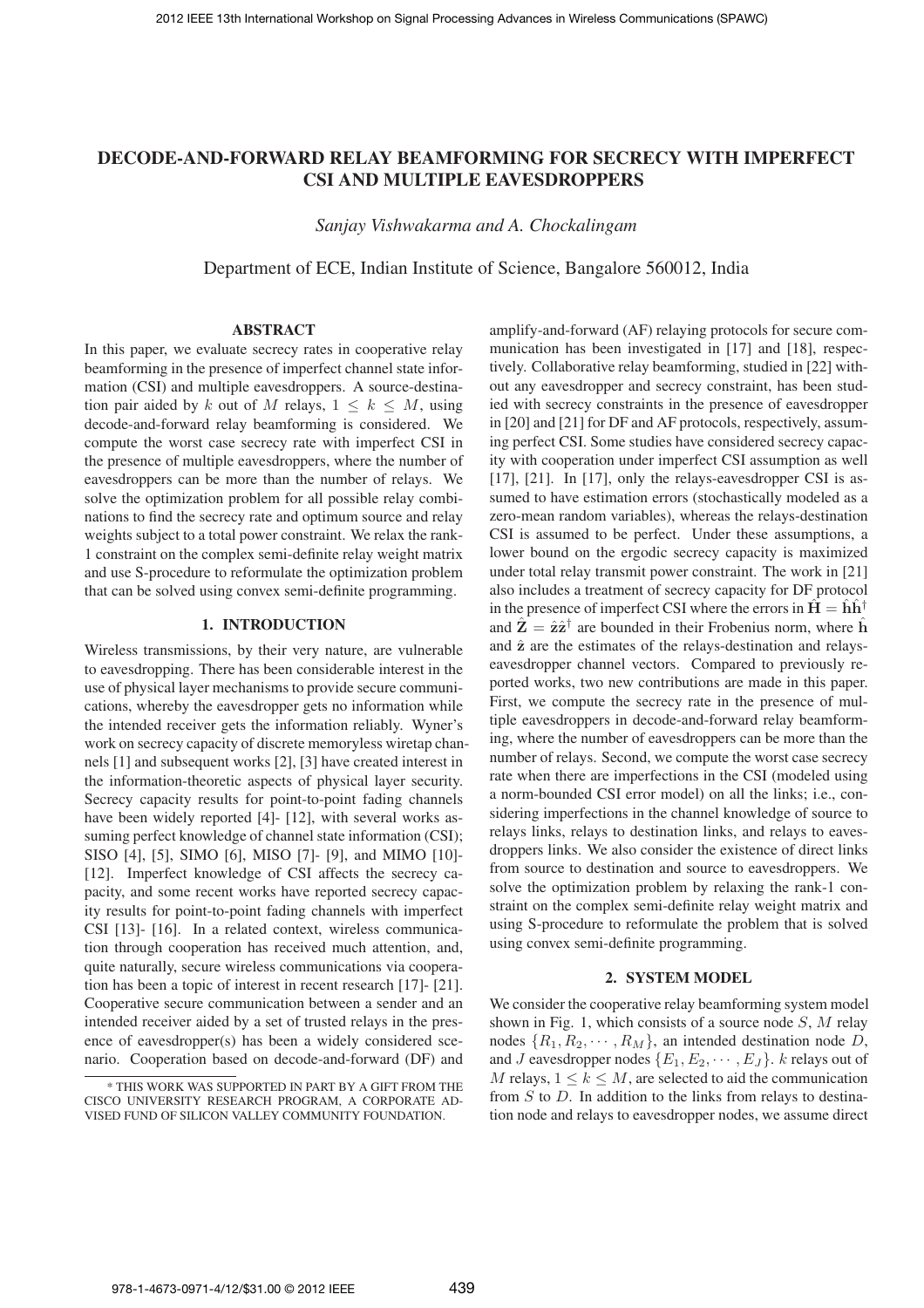# DECODE-AND-FORWARD RELAY BEAMFORMING FOR SECRECY WITH IMPERFECT CSI AND MULTIPLE EAVESDROPPERS

*Sanjay Vishwakarma and A. Chockalingam*

Department of ECE, Indian Institute of Science, Bangalore 560012, India

## ABSTRACT

In this paper, we evaluate secrecy rates in cooperative relay beamforming in the presence of imperfect channel state information (CSI) and multiple eavesdroppers. A source-destination pair aided by $k$ out of $M$ relays, $1 \leq k \leq M$, using decode-and-forward relay beamforming is considered. We compute the worst case secrecy rate with imperfect CSI in the presence of multiple eavesdroppers, where the number of eavesdroppers can be more than the number of relays. We solve the optimization problem for all possible relay combinations to find the secrecy rate and optimum source and relay weights subject to a total power constraint. We relax the rank-1 constraint on the complex semi-definite relay weight matrix and use S-procedure to reformulate the optimization problem that can be solved using convex semi-definite programming.

## 1. INTRODUCTION

Wireless transmissions, by their very nature, are vulnerable to eavesdropping. There has been considerable interest in the use of physical layer mechanisms to provide secure communications, whereby the eavesdropper gets no information while the intended receiver gets the information reliably. Wyner's work on secrecy capacity of discrete memoryless wiretap channels [1] and subsequent works [2], [3] have created interest in the information-theoretic aspects of physical layer security. Secrecy capacity results for point-to-point fading channels have been widely reported [4]- [12], with several works assuming perfect knowledge of channel state information (CSI); SISO [4], [5], SIMO [6], MISO [7]- [9], and MIMO [10]- [12]. Imperfect knowledge of CSI affects the secrecy capacity, and some recent works have reported secrecy capacity results for point-to-point fading channels with imperfect CSI [13]- [16]. In a related context, wireless communication through cooperation has received much attention, and, quite naturally, secure wireless communications via cooperation has been a topic of interest in recent research [17]- [21]. Cooperative secure communication between a sender and an intended receiver aided by a set of trusted relays in the presence of eavesdropper(s) has been a widely considered scenario. Cooperation based on decode-and-forward (DF) and amplify-and-forward (AF) relaying protocols for secure communication has been investigated in [17] and [18], respectively. Collaborative relay beamforming, studied in [22] without any eavesdropper and secrecy constraint, has been studied with secrecy constraints in the presence of eavesdropper in [20] and [21] for DF and AF protocols, respectively, assuming perfect CSI. Some studies have considered secrecy capacity with cooperation under imperfect CSI assumption as well [17], [21]. In [17], only the relays-eavesdropper CSI is assumed to have estimation errors (stochastically modeled as a zero-mean random variables), whereas the relays-destination CSI is assumed to be perfect. Under these assumptions, a lower bound on the ergodic secrecy capacity is maximized under total relay transmit power constraint. The work in [21] also includes a treatment of secrecy capacity for DF protocol in the presence of imperfect CSI where the errors in $\hat{\mathbf{H}} = \hat{\mathbf{h}}\hat{\mathbf{h}}^{\dagger}$ and $\hat{\mathbf{Z}} = \hat{\mathbf{z}}\hat{\mathbf{z}}^{\dagger}$ are bounded in their Frobenius norm, where $\hat{\mathbf{h}}$ and $\hat{\mathbf{z}}$ are the estimates of the relays-destination and relays-eavesdropper channel vectors. Compared to previously reported works, two new contributions are made in this paper. First, we compute the secrecy rate in the presence of multiple eavesdroppers in decode-and-forward relay beamforming, where the number of eavesdroppers can be more than the number of relays. Second, we compute the worst case secrecy rate when there are imperfections in the CSI (modeled using a norm-bounded CSI error model) on all the links; i.e., considering imperfections in the channel knowledge of source to relays links, relays to destination links, and relays to eavesdroppers links. We also consider the existence of direct links from source to destination and source to eavesdroppers. We solve the optimization problem by relaxing the rank-1 constraint on the complex semi-definite relay weight matrix and using S-procedure to reformulate the problem that is solved using convex semi-definite programming.

## 2. SYSTEM MODEL

We consider the cooperative relay beamforming system model shown in Fig. 1, which consists of a source node $S$, $M$ relay nodes $\{R_1, R_2, \cdots, R_M\}$, an intended destination node $D$, and $J$ eavesdropper nodes $\{E_1, E_2, \cdots, E_J\}$. $k$ relays out of $M$ relays, $1 \leq k \leq M$, are selected to aid the communication from $S$ to $D$. In addition to the links from relays to destination node and relays to eavesdropper nodes, we assume direct

---

* THIS WORK WAS SUPPORTED IN PART BY A GIFT FROM THE CISCO UNIVERSITY RESEARCH PROGRAM, A CORPORATE ADVISED FUND OF SILICON VALLEY COMMUNITY FOUNDATION.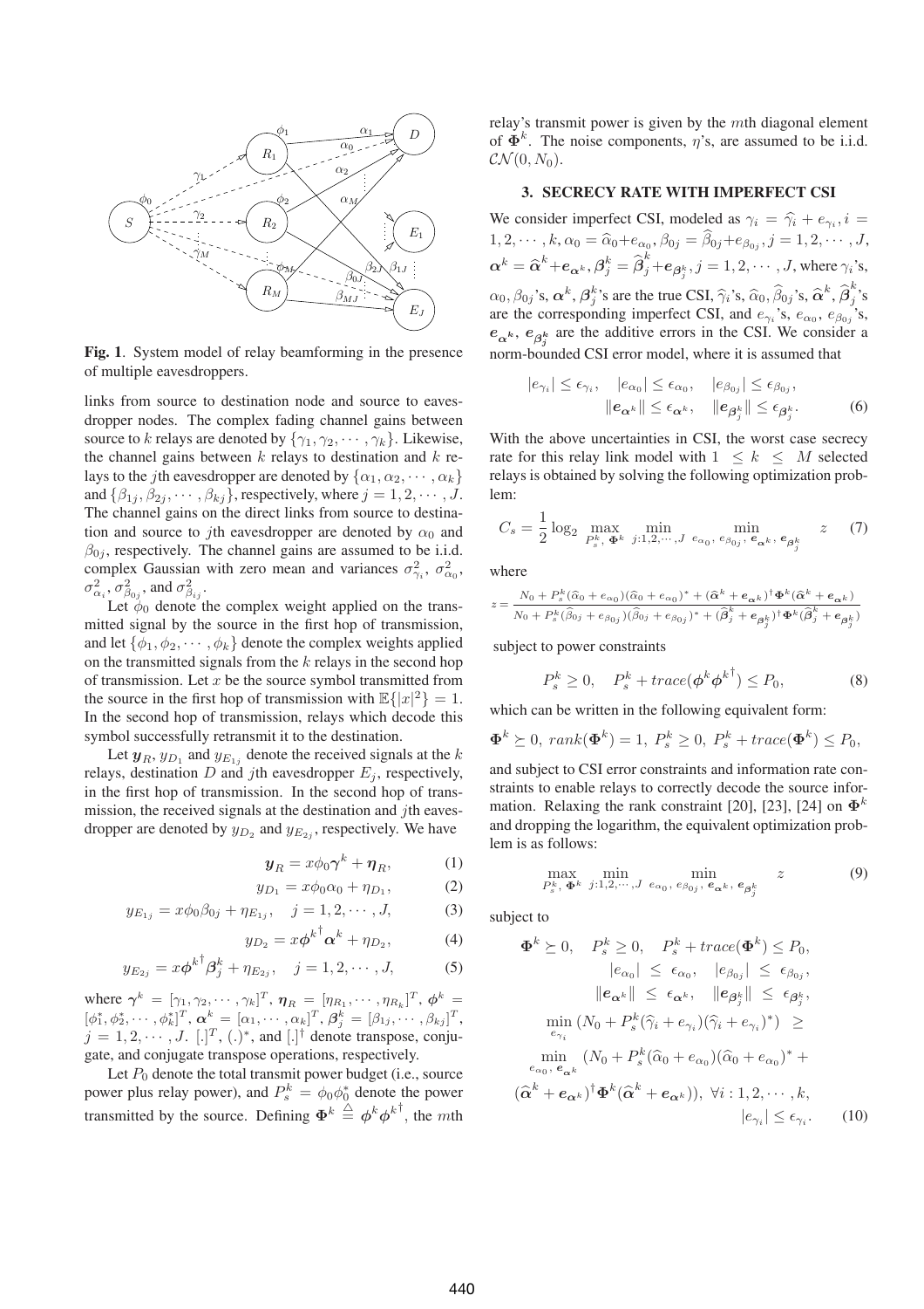**Fig. 1**. System model of relay beamforming in the presence of multiple eavesdroppers.

links from source to destination node and source to eavesdropper nodes. The complex fading channel gains between source to $k$ relays are denoted by $\{\gamma_1, \gamma_2, \cdots, \gamma_k\}$. Likewise, the channel gains between $k$ relays to destination and $k$ relays to the $j$th eavesdropper are denoted by $\{\alpha_1, \alpha_2, \cdots, \alpha_k\}$ and $\{\beta_{1j}, \beta_{2j}, \cdots, \beta_{kj}\}$, respectively, where $j = 1, 2, \cdots, J$. The channel gains on the direct links from source to destination and source to $j$th eavesdropper are denoted by $\alpha_0$ and $\beta_{0j}$, respectively. The channel gains are assumed to be i.i.d. complex Gaussian with zero mean and variances $\sigma^2_{\gamma_i}$, $\sigma^2_{\alpha_0}$, $\sigma^2_{\alpha_i}$, $\sigma^2_{\beta_{0j}}$, and $\sigma^2_{\beta_{ij}}$.

Let $\phi_0$ denote the complex weight applied on the transmitted signal by the source in the first hop of transmission, and let $\{\phi_1, \phi_2, \cdots, \phi_k\}$ denote the complex weights applied on the transmitted signals from the $k$ relays in the second hop of transmission. Let $x$ be the source symbol transmitted from the source in the first hop of transmission with $\mathbb{E}\{|x|^2\} = 1$. In the second hop of transmission, relays which decode this symbol successfully retransmit it to the destination.

Let $\boldsymbol{y}_R$, $y_{D_1}$ and $y_{E_{1j}}$ denote the received signals at the $k$ relays, destination $D$ and $j$th eavesdropper $E_j$, respectively, in the first hop of transmission. In the second hop of transmission, the received signals at the destination and $j$th eavesdropper are denoted by $y_{D_2}$ and $y_{E_{2j}}$, respectively. We have

$$\boldsymbol{y}_R = x\phi_0\boldsymbol{\gamma}^k + \boldsymbol{\eta}_R, \tag{1}$$

$$y_{D_1} = x\phi_0\alpha_0 + \eta_{D_1}, \tag{2}$$

$$y_{E_{1j}} = x\phi_0\beta_{0j} + \eta_{E_{1j}}, \quad j = 1, 2, \cdots, J, \tag{3}$$

$$y_{D_2} = x{\boldsymbol{\phi}^k}^\dagger\boldsymbol{\alpha}^k + \eta_{D_2}, \tag{4}$$

$$y_{E_{2j}} = x{\boldsymbol{\phi}^k}^\dagger\boldsymbol{\beta}^k_j + \eta_{E_{2j}}, \quad j = 1, 2, \cdots, J, \tag{5}$$

where $\boldsymbol{\gamma}^k = [\gamma_1, \gamma_2, \cdots, \gamma_k]^T$, $\boldsymbol{\eta}_R = [\eta_{R_1}, \cdots, \eta_{R_k}]^T$, $\boldsymbol{\phi}^k = [\phi^*_1, \phi^*_2, \cdots, \phi^*_k]^T$, $\boldsymbol{\alpha}^k = [\alpha_1, \cdots, \alpha_k]^T$, $\boldsymbol{\beta}^k_j = [\beta_{1j}, \cdots, \beta_{kj}]^T$, $j = 1, 2, \cdots, J$. $[.]^T$, $(.)^*$, and $[.]^\dagger$ denote transpose, conjugate, and conjugate transpose operations, respectively.

Let $P_0$ denote the total transmit power budget (i.e., source power plus relay power), and $P^k_s = \phi_0\phi^*_0$ denote the power transmitted by the source. Defining $\boldsymbol{\Phi}^k \triangleq \boldsymbol{\phi}^k{\boldsymbol{\phi}^k}^\dagger$, the $m$th relay's transmit power is given by the $m$th diagonal element of $\boldsymbol{\Phi}^k$. The noise components, $\eta$'s, are assumed to be i.i.d. $\mathcal{CN}(0, N_0)$.

## 3. SECRECY RATE WITH IMPERFECT CSI

We consider imperfect CSI, modeled as $\gamma_i = \widehat{\gamma}_i + e_{\gamma_i}, i = 1, 2, \cdots, k, \alpha_0 = \widehat{\alpha}_0 + e_{\alpha_0}, \beta_{0j} = \widehat{\beta}_{0j} + e_{\beta_{0j}}, j = 1, 2, \cdots, J$, $\boldsymbol{\alpha}^k = \widehat{\boldsymbol{\alpha}}^k + \boldsymbol{e}_{\boldsymbol{\alpha}^k}, \boldsymbol{\beta}^k_j = \widehat{\boldsymbol{\beta}}^k_j + \boldsymbol{e}_{\boldsymbol{\beta}^k_j}, j = 1, 2, \cdots, J$, where $\gamma_i$'s, $\alpha_0, \beta_{0j}$'s, $\boldsymbol{\alpha}^k$, $\boldsymbol{\beta}^k_j$'s are the true CSI, $\widehat{\gamma}_i$'s, $\widehat{\alpha}_0$, $\widehat{\beta}_{0j}$'s, $\widehat{\boldsymbol{\alpha}}^k$, $\widehat{\boldsymbol{\beta}}^k_j$'s are the corresponding imperfect CSI, and $e_{\gamma_i}$'s, $e_{\alpha_0}$, $e_{\beta_{0j}}$'s, $\boldsymbol{e}_{\boldsymbol{\alpha}^k}$, $\boldsymbol{e}_{\boldsymbol{\beta}^k_j}$ are the additive errors in the CSI. We consider a norm-bounded CSI error model, where it is assumed that

$$|e_{\gamma_i}| \leq \epsilon_{\gamma_i}, \quad |e_{\alpha_0}| \leq \epsilon_{\alpha_0}, \quad |e_{\beta_{0j}}| \leq \epsilon_{\beta_{0j}},$$
$$\|\boldsymbol{e}_{\boldsymbol{\alpha}^k}\| \leq \epsilon_{\boldsymbol{\alpha}^k}, \quad \|\boldsymbol{e}_{\boldsymbol{\beta}^k_j}\| \leq \epsilon_{\boldsymbol{\beta}^k_j}. \tag{6}$$

With the above uncertainties in CSI, the worst case secrecy rate for this relay link model with $1 \leq k \leq M$ selected relays is obtained by solving the following optimization problem:

$$C_s = \frac{1}{2}\log_2 \max_{P^k_s,\, \boldsymbol{\Phi}^k} \; \min_{j:1,2,\cdots,J} \; \min_{e_{\alpha_0},\, e_{\beta_{0j}},\, \boldsymbol{e}_{\boldsymbol{\alpha}^k},\, \boldsymbol{e}_{\boldsymbol{\beta}^k_j}} \quad z \tag{7}$$

where

$$z = \frac{N_0 + P^k_s(\widehat{\alpha}_0 + e_{\alpha_0})(\widehat{\alpha}_0 + e_{\alpha_0})^* + (\widehat{\boldsymbol{\alpha}}^k + \boldsymbol{e}_{\boldsymbol{\alpha}^k})^\dagger\boldsymbol{\Phi}^k(\widehat{\boldsymbol{\alpha}}^k + \boldsymbol{e}_{\boldsymbol{\alpha}^k})}{N_0 + P^k_s(\widehat{\beta}_{0j} + e_{\beta_{0j}})(\widehat{\beta}_{0j} + e_{\beta_{0j}})^* + (\widehat{\boldsymbol{\beta}}^k_j + \boldsymbol{e}_{\boldsymbol{\beta}^k_j})^\dagger\boldsymbol{\Phi}^k(\widehat{\boldsymbol{\beta}}^k_j + \boldsymbol{e}_{\boldsymbol{\beta}^k_j})}$$

subject to power constraints

$$P^k_s \geq 0, \quad P^k_s + trace(\boldsymbol{\phi}^k{\boldsymbol{\phi}^k}^\dagger) \leq P_0, \tag{8}$$

which can be written in the following equivalent form:

$$\boldsymbol{\Phi}^k \succeq 0,\; rank(\boldsymbol{\Phi}^k) = 1,\; P^k_s \geq 0,\; P^k_s + trace(\boldsymbol{\Phi}^k) \leq P_0,$$

and subject to CSI error constraints and information rate constraints to enable relays to correctly decode the source information. Relaxing the rank constraint [20], [23], [24] on $\boldsymbol{\Phi}^k$ and dropping the logarithm, the equivalent optimization problem is as follows:

$$\max_{P^k_s,\, \boldsymbol{\Phi}^k} \; \min_{j:1,2,\cdots,J} \; \min_{e_{\alpha_0},\, e_{\beta_{0j}},\, \boldsymbol{e}_{\boldsymbol{\alpha}^k},\, \boldsymbol{e}_{\boldsymbol{\beta}^k_j}} \quad z \tag{9}$$

subject to

$$\begin{aligned}
&\boldsymbol{\Phi}^k \succeq 0, \quad P^k_s \geq 0, \quad P^k_s + trace(\boldsymbol{\Phi}^k) \leq P_0, \\
&|e_{\alpha_0}| \leq \epsilon_{\alpha_0}, \quad |e_{\beta_{0j}}| \leq \epsilon_{\beta_{0j}}, \\
&\|\boldsymbol{e}_{\boldsymbol{\alpha}^k}\| \leq \epsilon_{\boldsymbol{\alpha}^k}, \quad \|\boldsymbol{e}_{\boldsymbol{\beta}^k_j}\| \leq \epsilon_{\boldsymbol{\beta}^k_j}, \\
&\min_{e_{\gamma_i}} (N_0 + P^k_s(\widehat{\gamma}_i + e_{\gamma_i})(\widehat{\gamma}_i + e_{\gamma_i})^*) \geq \\
&\min_{e_{\alpha_0},\, \boldsymbol{e}_{\boldsymbol{\alpha}^k}} (N_0 + P^k_s(\widehat{\alpha}_0 + e_{\alpha_0})(\widehat{\alpha}_0 + e_{\alpha_0})^* + \\
&(\widehat{\boldsymbol{\alpha}}^k + \boldsymbol{e}_{\boldsymbol{\alpha}^k})^\dagger\boldsymbol{\Phi}^k(\widehat{\boldsymbol{\alpha}}^k + \boldsymbol{e}_{\boldsymbol{\alpha}^k})), \;\; \forall i : 1, 2, \cdots, k, \\
&|e_{\gamma_i}| \leq \epsilon_{\gamma_i}.
\end{aligned} \tag{10}$$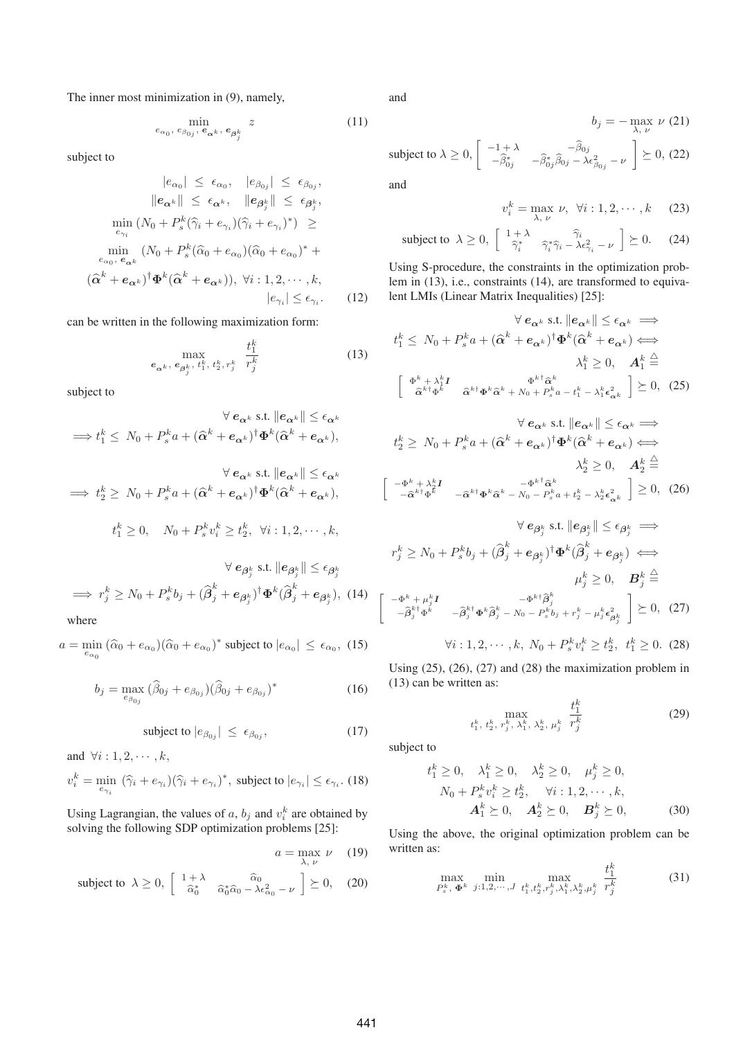The inner most minimization in (9), namely,

$$\min_{e_{\alpha_0},\, e_{\beta_{0j}},\, \boldsymbol{e}_{\boldsymbol{\alpha}^k},\, \boldsymbol{e}_{\boldsymbol{\beta}_j^k}} \; z \tag{11}$$

subject to

$$\begin{aligned}
|e_{\alpha_0}| \;\leq\; \epsilon_{\alpha_0}, \quad |e_{\beta_{0j}}| \;\leq\; \epsilon_{\beta_{0j}}, \\
\|\boldsymbol{e}_{\boldsymbol{\alpha}^k}\| \;\leq\; \epsilon_{\boldsymbol{\alpha}^k}, \quad \|\boldsymbol{e}_{\boldsymbol{\beta}_j^k}\| \;\leq\; \epsilon_{\boldsymbol{\beta}_j^k}, \\
\min_{e_{\gamma_i}} (N_0 + P_s^k(\widehat{\gamma}_i + e_{\gamma_i})(\widehat{\gamma}_i + e_{\gamma_i})^*) \;\;\geq \\
\min_{e_{\alpha_0},\, \boldsymbol{e}_{\boldsymbol{\alpha}^k}} \; (N_0 + P_s^k(\widehat{\alpha}_0 + e_{\alpha_0})(\widehat{\alpha}_0 + e_{\alpha_0})^* + \\
(\widehat{\boldsymbol{\alpha}}^k + \boldsymbol{e}_{\boldsymbol{\alpha}^k})^\dagger \boldsymbol{\Phi}^k(\widehat{\boldsymbol{\alpha}}^k + \boldsymbol{e}_{\boldsymbol{\alpha}^k})), \;\; \forall i: 1, 2, \cdots, k, \\
|e_{\gamma_i}| \leq \epsilon_{\gamma_i}.
\end{aligned} \tag{12}$$

can be written in the following maximization form:

$$\max_{\boldsymbol{e}_{\boldsymbol{\alpha}^k},\, \boldsymbol{e}_{\boldsymbol{\beta}_j^k},\, t_1^k,\, t_2^k,\, r_j^k} \; \frac{t_1^k}{r_j^k} \tag{13}$$

subject to

$$\begin{aligned}
&\forall\, \boldsymbol{e}_{\boldsymbol{\alpha}^k} \text{ s.t. } \|\boldsymbol{e}_{\boldsymbol{\alpha}^k}\| \leq \epsilon_{\boldsymbol{\alpha}^k} \\
&\Longrightarrow t_1^k \leq \; N_0 + P_s^k a + (\widehat{\boldsymbol{\alpha}}^k + \boldsymbol{e}_{\boldsymbol{\alpha}^k})^\dagger \boldsymbol{\Phi}^k(\widehat{\boldsymbol{\alpha}}^k + \boldsymbol{e}_{\boldsymbol{\alpha}^k}), \\
&\forall\, \boldsymbol{e}_{\boldsymbol{\alpha}^k} \text{ s.t. } \|\boldsymbol{e}_{\boldsymbol{\alpha}^k}\| \leq \epsilon_{\boldsymbol{\alpha}^k} \\
&\Longrightarrow \; t_2^k \geq \; N_0 + P_s^k a + (\widehat{\boldsymbol{\alpha}}^k + \boldsymbol{e}_{\boldsymbol{\alpha}^k})^\dagger \boldsymbol{\Phi}^k(\widehat{\boldsymbol{\alpha}}^k + \boldsymbol{e}_{\boldsymbol{\alpha}^k}), \\
&t_1^k \geq 0, \quad N_0 + P_s^k v_i^k \geq t_2^k, \;\; \forall i: 1, 2, \cdots, k, \\
&\forall\, \boldsymbol{e}_{\boldsymbol{\beta}_j^k} \text{ s.t. } \|\boldsymbol{e}_{\boldsymbol{\beta}_j^k}\| \leq \epsilon_{\boldsymbol{\beta}_j^k} \\
&\Longrightarrow \; r_j^k \geq N_0 + P_s^k b_j + (\widehat{\boldsymbol{\beta}}_j^k + \boldsymbol{e}_{\boldsymbol{\beta}_j^k})^\dagger \boldsymbol{\Phi}^k(\widehat{\boldsymbol{\beta}}_j^k + \boldsymbol{e}_{\boldsymbol{\beta}_j^k}),
\end{aligned} \tag{14}$$

where

$$a = \min_{e_{\alpha_0}} \, (\widehat{\alpha}_0 + e_{\alpha_0})(\widehat{\alpha}_0 + e_{\alpha_0})^* \text{ subject to } |e_{\alpha_0}| \;\leq\; \epsilon_{\alpha_0}, \tag{15}$$

$$b_j = \max_{e_{\beta_{0j}}} \, (\widehat{\beta}_{0j} + e_{\beta_{0j}})(\widehat{\beta}_{0j} + e_{\beta_{0j}})^* \tag{16}$$

$$\text{subject to } |e_{\beta_{0j}}| \;\leq\; \epsilon_{\beta_{0j}}, \tag{17}$$

and $\forall i: 1, 2, \cdots, k$,

$$v_i^k = \min_{e_{\gamma_i}} \; (\widehat{\gamma}_i + e_{\gamma_i})(\widehat{\gamma}_i + e_{\gamma_i})^*, \text{ subject to } |e_{\gamma_i}| \leq \epsilon_{\gamma_i}. \tag{18}$$

Using Lagrangian, the values of $a$, $b_j$ and $v_i^k$ are obtained by solving the following SDP optimization problems [25]:

$$a = \max_{\lambda,\, \nu} \; \nu \tag{19}$$

$$\text{subject to } \; \lambda \geq 0, \; \begin{bmatrix} 1+\lambda & \widehat{\alpha}_0 \\ \widehat{\alpha}_0^* & \widehat{\alpha}_0^*\widehat{\alpha}_0 - \lambda\epsilon_{\alpha_0}^2 - \nu \end{bmatrix} \succeq 0, \tag{20}$$

and

$$b_j = -\max_{\lambda,\, \nu} \; \nu \tag{21}$$

$$\text{subject to } \lambda \geq 0, \; \begin{bmatrix} -1+\lambda & -\widehat{\beta}_{0j} \\ -\widehat{\beta}_{0j}^* & -\widehat{\beta}_{0j}^*\widehat{\beta}_{0j} - \lambda\epsilon_{\beta_{0j}}^2 - \nu \end{bmatrix} \succeq 0, \tag{22}$$

and

$$v_i^k = \max_{\lambda,\, \nu} \; \nu, \;\; \forall i: 1, 2, \cdots, k \tag{23}$$

$$\text{subject to } \; \lambda \geq 0, \; \begin{bmatrix} 1+\lambda & \widehat{\gamma}_i \\ \widehat{\gamma}_i^* & \widehat{\gamma}_i^*\widehat{\gamma}_i - \lambda\epsilon_{\gamma_i}^2 - \nu \end{bmatrix} \succeq 0. \tag{24}$$

Using S-procedure, the constraints in the optimization problem in (13), i.e., constraints (14), are transformed to equivalent LMIs (Linear Matrix Inequalities) [25]:

$$\begin{aligned}
&\forall\, \boldsymbol{e}_{\boldsymbol{\alpha}^k} \text{ s.t. } \|\boldsymbol{e}_{\boldsymbol{\alpha}^k}\| \leq \epsilon_{\boldsymbol{\alpha}^k} \implies \\
&t_1^k \leq \; N_0 + P_s^k a + (\widehat{\boldsymbol{\alpha}}^k + \boldsymbol{e}_{\boldsymbol{\alpha}^k})^\dagger \boldsymbol{\Phi}^k(\widehat{\boldsymbol{\alpha}}^k + \boldsymbol{e}_{\boldsymbol{\alpha}^k}) \Longleftrightarrow \\
&\lambda_1^k \geq 0, \quad \boldsymbol{A}_1^k \triangleq \\
&\begin{bmatrix} \Phi^k + \lambda_1^k \boldsymbol{I} & \Phi^{k\dagger}\widehat{\boldsymbol{\alpha}}^k \\ \widehat{\boldsymbol{\alpha}}^{k\dagger}\Phi^k & \widehat{\boldsymbol{\alpha}}^{k\dagger}\boldsymbol{\Phi}^k\widehat{\boldsymbol{\alpha}}^k + N_0 + P_s^k a - t_1^k - \lambda_1^k\boldsymbol{\epsilon}_{\boldsymbol{\alpha}^k}^2 \end{bmatrix} \succeq 0,
\end{aligned} \tag{25}$$

$$\begin{aligned}
&\forall\, \boldsymbol{e}_{\boldsymbol{\alpha}^k} \text{ s.t. } \|\boldsymbol{e}_{\boldsymbol{\alpha}^k}\| \leq \epsilon_{\boldsymbol{\alpha}^k} \implies \\
&t_2^k \geq \; N_0 + P_s^k a + (\widehat{\boldsymbol{\alpha}}^k + \boldsymbol{e}_{\boldsymbol{\alpha}^k})^\dagger \boldsymbol{\Phi}^k(\widehat{\boldsymbol{\alpha}}^k + \boldsymbol{e}_{\boldsymbol{\alpha}^k}) \Longleftrightarrow \\
&\lambda_2^k \geq 0, \quad \boldsymbol{A}_2^k \triangleq \\
&\begin{bmatrix} -\Phi^k + \lambda_2^k \boldsymbol{I} & -\Phi^{k\dagger}\widehat{\boldsymbol{\alpha}}^k \\ -\widehat{\boldsymbol{\alpha}}^{k\dagger}\Phi^k & -\widehat{\boldsymbol{\alpha}}^{k\dagger}\boldsymbol{\Phi}^k\widehat{\boldsymbol{\alpha}}^k - N_0 - P_s^k a + t_2^k - \lambda_2^k\boldsymbol{\epsilon}_{\boldsymbol{\alpha}^k}^2 \end{bmatrix} \geq 0,
\end{aligned} \tag{26}$$

$$\begin{aligned}
&\forall\, \boldsymbol{e}_{\boldsymbol{\beta}_j^k} \text{ s.t. } \|\boldsymbol{e}_{\boldsymbol{\beta}_j^k}\| \leq \epsilon_{\boldsymbol{\beta}_j^k} \implies \\
&r_j^k \geq N_0 + P_s^k b_j + (\widehat{\boldsymbol{\beta}}_j^k + \boldsymbol{e}_{\boldsymbol{\beta}_j^k})^\dagger \boldsymbol{\Phi}^k(\widehat{\boldsymbol{\beta}}_j^k + \boldsymbol{e}_{\boldsymbol{\beta}_j^k}) \iff \\
&\mu_j^k \geq 0, \quad \boldsymbol{B}_j^k \triangleq \\
&\begin{bmatrix} -\Phi^k + \mu_j^k \boldsymbol{I} & -\Phi^{k\dagger}\widehat{\boldsymbol{\beta}}_j^k \\ -\widehat{\boldsymbol{\beta}}_j^{k\dagger}\Phi^k & -\widehat{\boldsymbol{\beta}}_j^{k\dagger}\boldsymbol{\Phi}^k\widehat{\boldsymbol{\beta}}_j^k - N_0 - P_s^k b_j + r_j^k - \mu_j^k\boldsymbol{\epsilon}_{\boldsymbol{\beta}_j^k}^2 \end{bmatrix} \succeq 0,
\end{aligned} \tag{27}$$

$$\forall i: 1, 2, \cdots, k, \; N_0 + P_s^k v_i^k \geq t_2^k, \;\; t_1^k \geq 0. \tag{28}$$

Using (25), (26), (27) and (28) the maximization problem in (13) can be written as:

$$\max_{t_1^k,\, t_2^k,\, r_j^k,\, \lambda_1^k,\, \lambda_2^k,\, \mu_j^k} \; \frac{t_1^k}{r_j^k} \tag{29}$$

subject to

$$\begin{aligned}
t_1^k \geq 0, \quad \lambda_1^k \geq 0, \quad \lambda_2^k \geq 0, \quad \mu_j^k \geq 0, \\
N_0 + P_s^k v_i^k \geq t_2^k, \quad \forall i: 1, 2, \cdots, k, \\
\boldsymbol{A}_1^k \succeq 0, \quad \boldsymbol{A}_2^k \succeq 0, \quad \boldsymbol{B}_j^k \succeq 0,
\end{aligned} \tag{30}$$

Using the above, the original optimization problem can be written as:

$$\max_{P_s^k,\, \boldsymbol{\Phi}^k} \; \min_{j: 1, 2, \cdots, J} \; \max_{t_1^k, t_2^k, r_j^k, \lambda_1^k, \lambda_2^k, \mu_j^k} \; \frac{t_1^k}{r_j^k} \tag{31}$$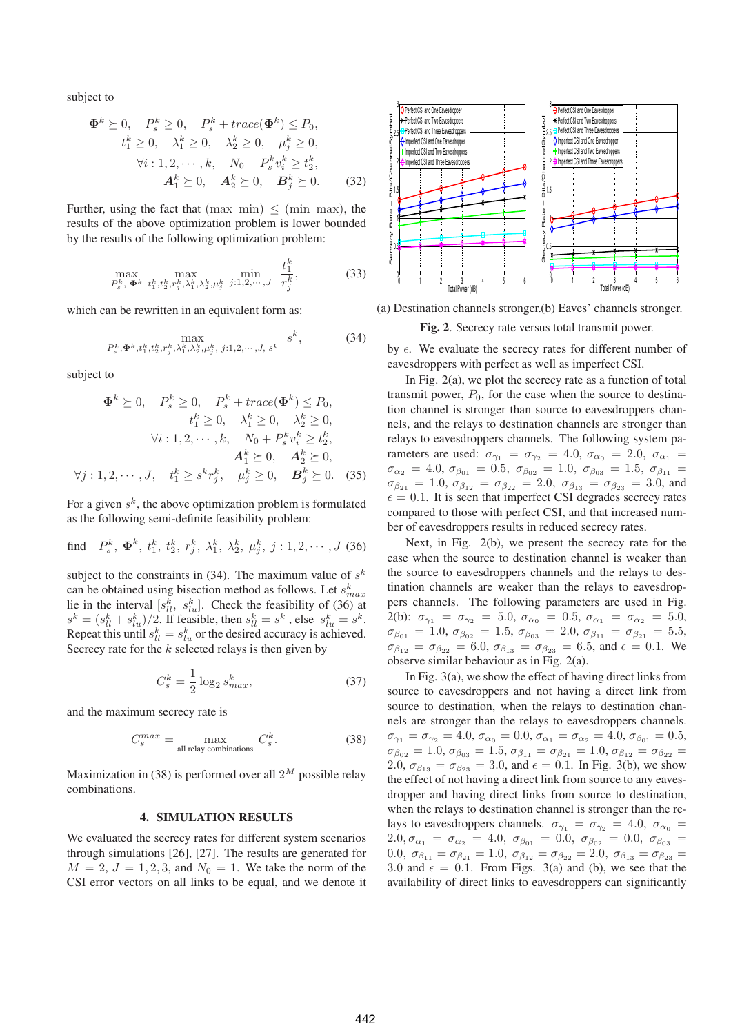subject to

$$\begin{aligned} \mathbf{\Phi}^k \succeq 0, \quad P_s^k \geq 0, \quad P_s^k + trace(\mathbf{\Phi}^k) \leq P_0, \\ t_1^k \geq 0, \quad \lambda_1^k \geq 0, \quad \lambda_2^k \geq 0, \quad \mu_j^k \geq 0, \\ \forall i : 1, 2, \cdots, k, \quad N_0 + P_s^k v_i^k \geq t_2^k, \\ \boldsymbol{A}_1^k \succeq 0, \quad \boldsymbol{A}_2^k \succeq 0, \quad \boldsymbol{B}_j^k \succeq 0. \end{aligned} \tag{32}$$

Further, using the fact that (max min) $\leq$ (min max), the results of the above optimization problem is lower bounded by the results of the following optimization problem:

$$\max_{P_s^k, \mathbf{\Phi}^k} \max_{t_1^k, t_2^k, r_j^k, \lambda_1^k, \lambda_2^k, \mu_j^k} \min_{j:1,2,\cdots,J} \frac{t_1^k}{r_j^k}, \tag{33}$$

which can be rewritten in an equivalent form as:

$$\max_{P_s^k, \mathbf{\Phi}^k, t_1^k, t_2^k, r_j^k, \lambda_1^k, \lambda_2^k, \mu_j^k, \ j:1,2,\cdots,J, \ s^k} s^k, \tag{34}$$

subject to

$$\begin{aligned} \mathbf{\Phi}^k \succeq 0, \quad P_s^k \geq 0, \quad P_s^k + trace(\mathbf{\Phi}^k) \leq P_0, \\ t_1^k \geq 0, \quad \lambda_1^k \geq 0, \quad \lambda_2^k \geq 0, \\ \forall i : 1, 2, \cdots, k, \quad N_0 + P_s^k v_i^k \geq t_2^k, \\ \boldsymbol{A}_1^k \succeq 0, \quad \boldsymbol{A}_2^k \succeq 0, \\ \forall j : 1, 2, \cdots, J, \quad t_1^k \geq s^k r_j^k, \quad \mu_j^k \geq 0, \quad \boldsymbol{B}_j^k \succeq 0. \end{aligned} \tag{35}$$

For a given $s^k$, the above optimization problem is formulated as the following semi-definite feasibility problem:

$$\text{find} \quad P_s^k, \ \mathbf{\Phi}^k, \ t_1^k, \ t_2^k, \ r_j^k, \ \lambda_1^k, \ \lambda_2^k, \ \mu_j^k, \ j : 1, 2, \cdots, J \tag{36}$$

subject to the constraints in (34). The maximum value of $s^k$ can be obtained using bisection method as follows. Let $s_{max}^k$ lie in the interval $[s_{ll}^k, s_{lu}^k]$. Check the feasibility of (36) at $s^k = (s_{ll}^k + s_{lu}^k)/2$. If feasible, then $s_{ll}^k = s^k$ , else $s_{lu}^k = s^k$. Repeat this until $s_{ll}^k = s_{lu}^k$ or the desired accuracy is achieved. Secrecy rate for the $k$ selected relays is then given by

$$C_s^k = \frac{1}{2} \log_2 s_{max}^k, \tag{37}$$

and the maximum secrecy rate is

$$C_s^{max} = \max_{\text{all relay combinations}} C_s^k. \tag{38}$$

Maximization in (38) is performed over all $2^M$ possible relay combinations.

## 4. SIMULATION RESULTS

We evaluated the secrecy rates for different system scenarios through simulations [26], [27]. The results are generated for $M = 2$, $J = 1, 2, 3$, and $N_0 = 1$. We take the norm of the CSI error vectors on all links to be equal, and we denote it by $\epsilon$. We evaluate the secrecy rates for different number of eavesdroppers with perfect as well as imperfect CSI.

(a) Destination channels stronger. (b) Eaves' channels stronger.

**Fig. 2.** Secrecy rate versus total transmit power.

In Fig. 2(a), we plot the secrecy rate as a function of total transmit power, $P_0$, for the case when the source to destination channel is stronger than source to eavesdroppers channels, and the relays to destination channels are stronger than relays to eavesdroppers channels. The following system parameters are used: $\sigma_{\gamma_1} = \sigma_{\gamma_2} = 4.0$, $\sigma_{\alpha_0} = 2.0$, $\sigma_{\alpha_1} = \sigma_{\alpha_2} = 4.0$, $\sigma_{\beta_{01}} = 0.5$, $\sigma_{\beta_{02}} = 1.0$, $\sigma_{\beta_{03}} = 1.5$, $\sigma_{\beta_{11}} = \sigma_{\beta_{21}} = 1.0$, $\sigma_{\beta_{12}} = \sigma_{\beta_{22}} = 2.0$, $\sigma_{\beta_{13}} = \sigma_{\beta_{23}} = 3.0$, and $\epsilon = 0.1$. It is seen that imperfect CSI degrades secrecy rates compared to those with perfect CSI, and that increased number of eavesdroppers results in reduced secrecy rates.

Next, in Fig. 2(b), we present the secrecy rate for the case when the source to destination channel is weaker than the source to eavesdroppers channels and the relays to destination channels are weaker than the relays to eavesdroppers channels. The following parameters are used in Fig. 2(b): $\sigma_{\gamma_1} = \sigma_{\gamma_2} = 5.0$, $\sigma_{\alpha_0} = 0.5$, $\sigma_{\alpha_1} = \sigma_{\alpha_2} = 5.0$, $\sigma_{\beta_{01}} = 1.0$, $\sigma_{\beta_{02}} = 1.5$, $\sigma_{\beta_{03}} = 2.0$, $\sigma_{\beta_{11}} = \sigma_{\beta_{21}} = 5.5$, $\sigma_{\beta_{12}} = \sigma_{\beta_{22}} = 6.0$, $\sigma_{\beta_{13}} = \sigma_{\beta_{23}} = 6.5$, and $\epsilon = 0.1$. We observe similar behaviour as in Fig. 2(a).

In Fig. 3(a), we show the effect of having direct links from source to eavesdroppers and not having a direct link from source to destination, when the relays to destination channels are stronger than the relays to eavesdroppers channels. $\sigma_{\gamma_1} = \sigma_{\gamma_2} = 4.0$, $\sigma_{\alpha_0} = 0.0$, $\sigma_{\alpha_1} = \sigma_{\alpha_2} = 4.0$, $\sigma_{\beta_{01}} = 0.5$, $\sigma_{\beta_{02}} = 1.0$, $\sigma_{\beta_{03}} = 1.5$, $\sigma_{\beta_{11}} = \sigma_{\beta_{21}} = 1.0$, $\sigma_{\beta_{12}} = \sigma_{\beta_{22}} = 2.0$, $\sigma_{\beta_{13}} = \sigma_{\beta_{23}} = 3.0$, and $\epsilon = 0.1$. In Fig. 3(b), we show the effect of not having a direct link from source to any eavesdropper and having direct links from source to destination, when the relays to destination channel is stronger than the relays to eavesdroppers channels. $\sigma_{\gamma_1} = \sigma_{\gamma_2} = 4.0$, $\sigma_{\alpha_0} = 2.0$, $\sigma_{\alpha_1} = \sigma_{\alpha_2} = 4.0$, $\sigma_{\beta_{01}} = 0.0$, $\sigma_{\beta_{02}} = 0.0$, $\sigma_{\beta_{03}} = 0.0$, $\sigma_{\beta_{11}} = \sigma_{\beta_{21}} = 1.0$, $\sigma_{\beta_{12}} = \sigma_{\beta_{22}} = 2.0$, $\sigma_{\beta_{13}} = \sigma_{\beta_{23}} = 3.0$ and $\epsilon = 0.1$. From Figs. 3(a) and (b), we see that the availability of direct links to eavesdroppers can significantly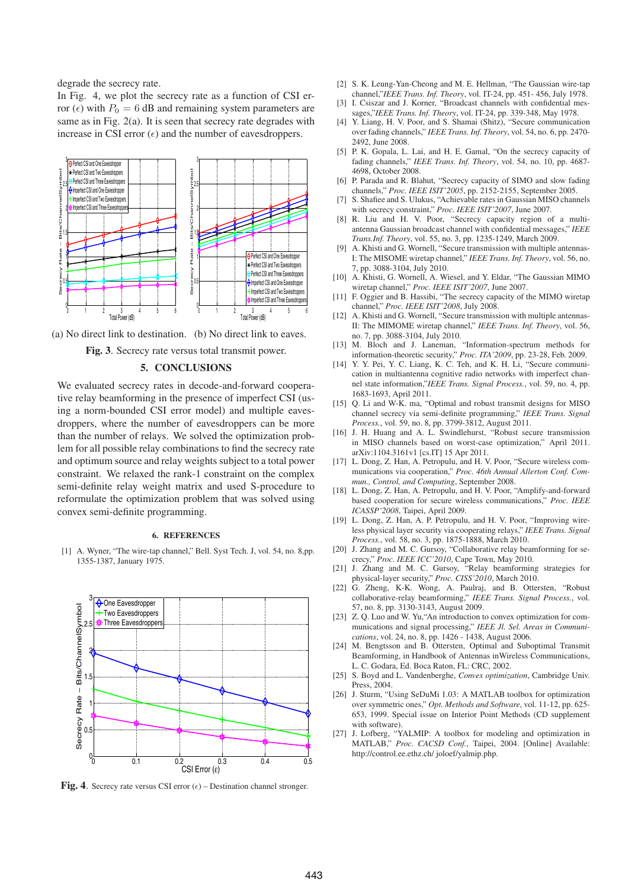degrade the secrecy rate.

In Fig. 4, we plot the secrecy rate as a function of CSI error ($\epsilon$) with $P_0 = 6$ dB and remaining system parameters are same as in Fig. 2(a). It is seen that secrecy rate degrades with increase in CSI error ($\epsilon$) and the number of eavesdroppers.

Secrecy Rate – Bits/ChannelSymbol
Total Power (dB)
Perfect CSI and One Eavesdropper
Perfect CSI and Two Eavesdroppers
Perfect CSI and Three Eavesdroppers
Imperfect CSI and One Eavesdropper
Imperfect CSI and Two Eavesdroppers
Imperfect CSI and Three Eavesdroppers

(a) No direct link to destination. (b) No direct link to eaves.

**Fig. 3**. Secrecy rate versus total transmit power.

## 5. CONCLUSIONS

We evaluated secrecy rates in decode-and-forward cooperative relay beamforming in the presence of imperfect CSI (using a norm-bounded CSI error model) and multiple eavesdroppers, where the number of eavesdroppers can be more than the number of relays. We solved the optimization problem for all possible relay combinations to find the secrecy rate and optimum source and relay weights subject to a total power constraint. We relaxed the rank-1 constraint on the complex semi-definite relay weight matrix and used S-procedure to reformulate the optimization problem that was solved using convex semi-definite programming.

## 6. REFERENCES

[1] A. Wyner, "The wire-tap channel," Bell. Syst Tech. J, vol. 54, no. 8,pp. 1355-1387, January 1975.

[2] S. K. Leung-Yan-Cheong and M. E. Hellman, "The Gaussian wire-tap channel,"*IEEE Trans. Inf. Theory*, vol. IT-24, pp. 451- 456, July 1978.

[3] I. Csiszar and J. Korner, "Broadcast channels with confidential messages,"*IEEE Trans. Inf. Theory*, vol. IT-24, pp. 339-348, May 1978.

[4] Y. Liang, H. V. Poor, and S. Shamai (Shitz), "Secure communication over fading channels," *IEEE Trans. Inf. Theory*, vol. 54, no. 6, pp. 2470-2492, June 2008.

[5] P. K. Gopala, L. Lai, and H. E. Gamal, "On the secrecy capacity of fading channels," *IEEE Trans. Inf. Theory*, vol. 54, no. 10, pp. 4687-4698, October 2008.

[6] P. Parada and R. Blahut, "Secrecy capacity of SIMO and slow fading channels," *Proc. IEEE ISIT'2005*, pp. 2152-2155, September 2005.

[7] S. Shafiee and S. Ulukus, "Achievable rates in Gaussian MISO channels with secrecy constraint," *Proc. IEEE ISIT'2007*, June 2007.

[8] R. Liu and H. V. Poor, "Secrecy capacity region of a multi-antenna Gaussian broadcast channel with confidential messages," *IEEE Trans.Inf. Theory*, vol. 55, no. 3, pp. 1235-1249, March 2009.

[9] A. Khisti and G. Wornell, "Secure transmission with multiple antennas-I: The MISOME wiretap channel," *IEEE Trans. Inf. Theory*, vol. 56, no. 7, pp. 3088-3104, July 2010.

[10] A. Khisti, G. Wornell, A. Wiesel, and Y. Eldar, "The Gaussian MIMO wiretap channel," *Proc. IEEE ISIT'2007*, June 2007.

[11] F. Oggier and B. Hassibi, "The secrecy capacity of the MIMO wiretap channel," *Proc. IEEE ISIT'2008*, July 2008.

[12] A. Khisti and G. Wornell, "Secure transmission with multiple antennas-II: The MIMOME wiretap channel," *IEEE Trans. Inf. Theory*, vol. 56, no. 7, pp. 3088-3104, July 2010.

[13] M. Bloch and J. Laneman, "Information-spectrum methods for information-theoretic security," *Proc. ITA'2009*, pp. 23-28, Feb. 2009.

[14] Y. Y. Pei, Y. C. Liang, K. C. Teh, and K. H. Li, "Secure communication in multiantenna cognitive radio networks with imperfect channel state information,"*IEEE Trans. Signal Process.*, vol. 59, no. 4, pp. 1683-1693, April 2011.

[15] Q. Li and W-K. ma, "Optimal and robust transmit designs for MISO channel secrecy via semi-definite programming," *IEEE Trans. Signal Process.*, vol. 59, no. 8, pp. 3799-3812, August 2011.

[16] J. H. Huang and A. L. Swindlehurst, "Robust secure transmission in MISO channels based on worst-case optimization," April 2011. arXiv:1104.3161v1 [cs.IT] 15 Apr 2011.

[17] L. Dong, Z. Han, A. Petropulu, and H. V. Poor, "Secure wireless communications via cooperation," *Proc. 46th Annual Allerton Conf. Commun., Control, and Computing*, September 2008.

[18] L. Dong, Z. Han, A. Petropulu, and H. V. Poor, "Amplify-and-forward based cooperation for secure wireless communications," *Proc. IEEE ICASSP'2008*, Taipei, April 2009.

[19] L. Dong, Z. Han, A. P. Petropulu, and H. V. Poor, "Improving wireless physical layer security via cooperating relays," *IEEE Trans. Signal Process.*, vol. 58, no. 3, pp. 1875-1888, March 2010.

[20] J. Zhang and M. C. Gursoy, "Collaborative relay beamforming for secrecy," *Proc. IEEE ICC'2010*, Cape Town, May 2010.

[21] J. Zhang and M. C. Gursoy, "Relay beamforming strategies for physical-layer security," *Proc. CISS'2010*, March 2010.

[22] G. Zheng, K-K. Wong, A. Paulraj, and B. Ottersten, "Robust collaborative-relay beamforming," *IEEE Trans. Signal Process.*, vol. 57, no. 8, pp. 3130-3143, August 2009.

[23] Z. Q. Luo and W. Yu,"An introduction to convex optimization for communications and signal processing," *IEEE Jl. Sel. Areas in Communications*, vol. 24, no. 8, pp. 1426 - 1438, August 2006.

[24] M. Bengtsson and B. Ottersten, Optimal and Suboptimal Transmit Beamforming, in Handbook of Antennas inWireless Communications, L. C. Godara, Ed. Boca Raton, FL: CRC, 2002.

[25] S. Boyd and L. Vandenberghe, *Convex optimization*, Cambridge Univ. Press, 2004.

[26] J. Sturm, "Using SeDuMi 1.03: A MATLAB toolbox for optimization over symmetric ones," *Opt. Methods and Software*, vol. 11-12, pp. 625-653, 1999. Special issue on Interior Point Methods (CD supplement with software).

[27] J. Lofberg, "YALMIP: A toolbox for modeling and optimization in MATLAB," *Proc. CACSD Conf.*, Taipei, 2004. [Online] Available: http://control.ee.ethz.ch/ joloef/yalmip.php.

Secrecy Rate – Bits/ChannelSymbol
CSI Error ($\epsilon$)
One Eavesdropper
Two Eavesdroppers
Three Eavesdroppers

**Fig. 4**. Secrecy rate versus CSI error ($\epsilon$) – Destination channel stronger.